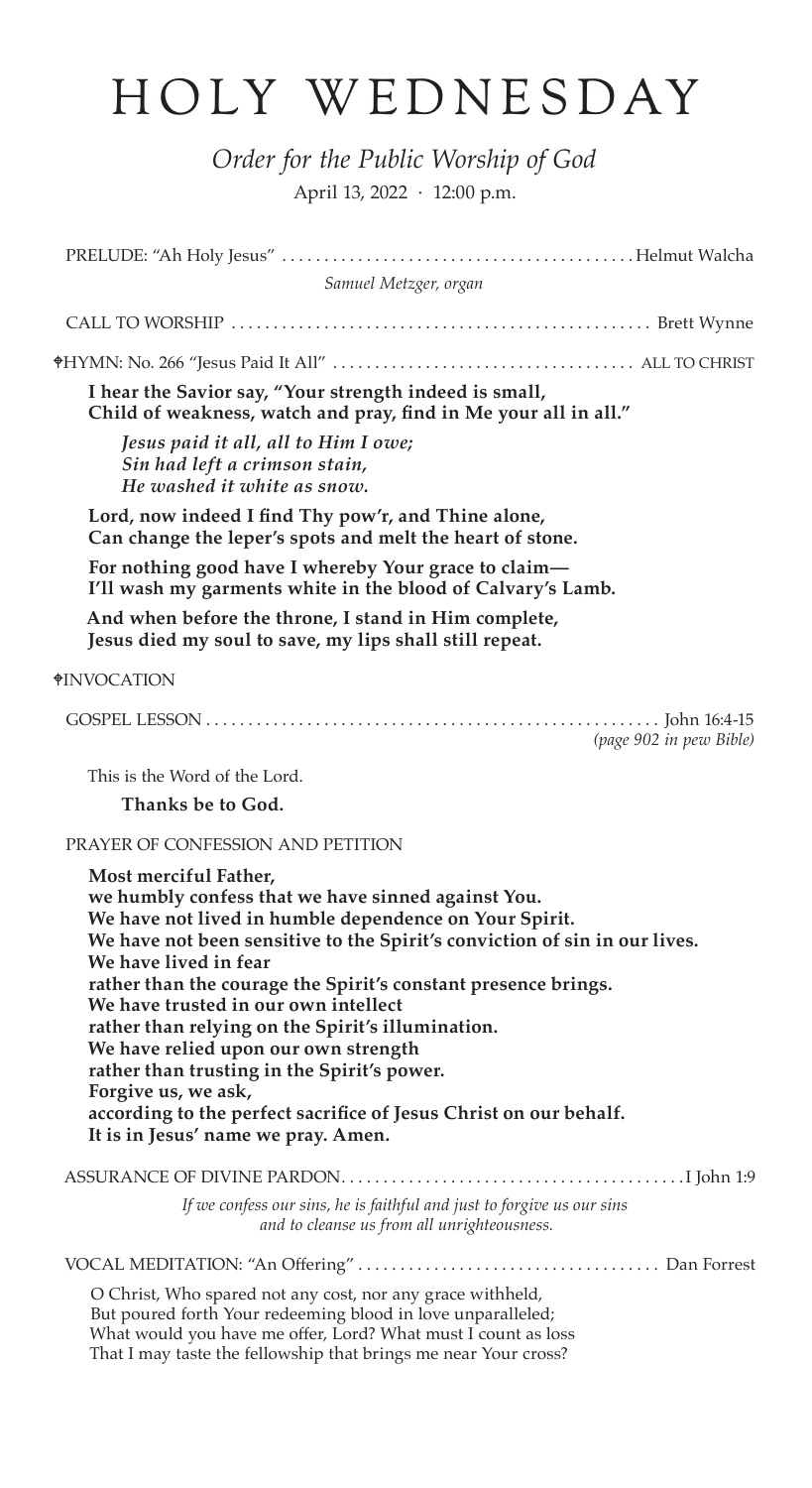# HOLY WEDNESDAY

*Order for the Public Worship of God*

April 13, 2022 · 12:00 p.m.

PRELUDE: "Ah Holy Jesus" .......................................... Helmut Walcha

*Samuel Metzger, organ*

CALL TO WORSHIP .................................................. Brett Wynne

✠HYMN: No. 266 "Jesus Paid It All" .................................... ALL TO CHRIST

**I hear the Savior say, "Your strength indeed is small,**
**Child of weakness, watch and pray, find in Me your all in all."**

***Jesus paid it all, all to Him I owe;***
***Sin had left a crimson stain,***
***He washed it white as snow.***

**Lord, now indeed I find Thy pow'r, and Thine alone,**
**Can change the leper's spots and melt the heart of stone.**

**For nothing good have I whereby Your grace to claim—**
**I'll wash my garments white in the blood of Calvary's Lamb.**

**And when before the throne, I stand in Him complete,**
**Jesus died my soul to save, my lips shall still repeat.**

✠INVOCATION

GOSPEL LESSON ...................................................... John 16:4-15

*(page 902 in pew Bible)*

This is the Word of the Lord.

**Thanks be to God.**

PRAYER OF CONFESSION AND PETITION

**Most merciful Father,**
**we humbly confess that we have sinned against You.**
**We have not lived in humble dependence on Your Spirit.**
**We have not been sensitive to the Spirit's conviction of sin in our lives.**
**We have lived in fear**
**rather than the courage the Spirit's constant presence brings.**
**We have trusted in our own intellect**
**rather than relying on the Spirit's illumination.**
**We have relied upon our own strength**
**rather than trusting in the Spirit's power.**
**Forgive us, we ask,**
**according to the perfect sacrifice of Jesus Christ on our behalf.**
**It is in Jesus' name we pray. Amen.**

ASSURANCE OF DIVINE PARDON ......................................... I John 1:9

*If we confess our sins, he is faithful and just to forgive us our sins*
*and to cleanse us from all unrighteousness.*

VOCAL MEDITATION: "An Offering" .................................... Dan Forrest

O Christ, Who spared not any cost, nor any grace withheld,
But poured forth Your redeeming blood in love unparalleled;
What would you have me offer, Lord? What must I count as loss
That I may taste the fellowship that brings me near Your cross?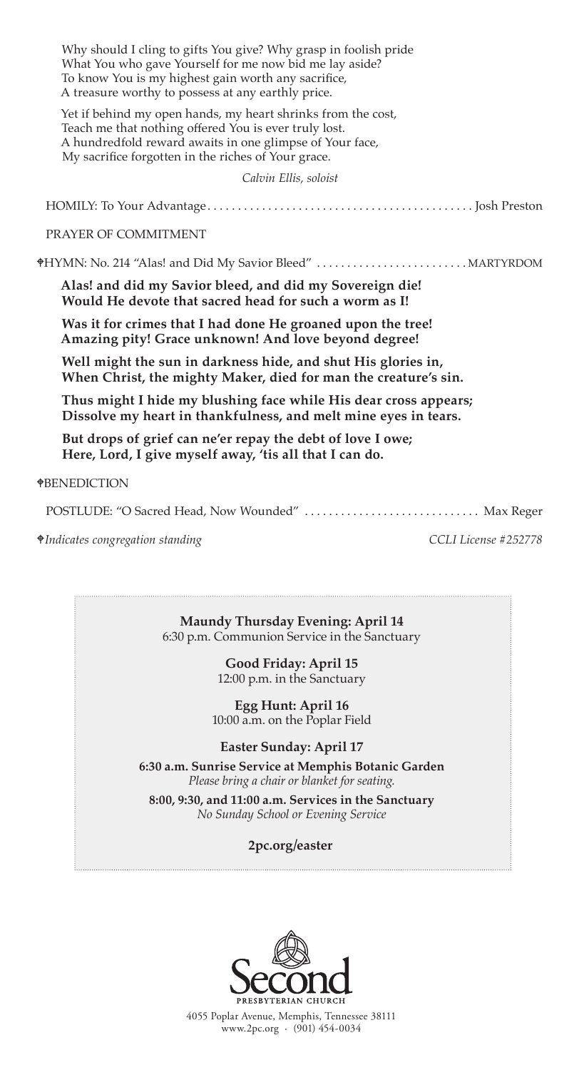Why should I cling to gifts You give? Why grasp in foolish pride
What You who gave Yourself for me now bid me lay aside?
To know You is my highest gain worth any sacrifice,
A treasure worthy to possess at any earthly price.

Yet if behind my open hands, my heart shrinks from the cost,
Teach me that nothing offered You is ever truly lost.
A hundredfold reward awaits in one glimpse of Your face,
My sacrifice forgotten in the riches of Your grace.

*Calvin Ellis, soloist*

HOMILY: To Your Advantage . . . . . . . . . . . . . . . . . . . . . . . . . . . . . . . . . . . . . . . . . . . Josh Preston

PRAYER OF COMMITMENT

✟HYMN: No. 214 "Alas! and Did My Savior Bleed" . . . . . . . . . . . . . . . . . . . . . . . . . MARTYRDOM

**Alas! and did my Savior bleed, and did my Sovereign die!**
**Would He devote that sacred head for such a worm as I!**

**Was it for crimes that I had done He groaned upon the tree!**
**Amazing pity! Grace unknown! And love beyond degree!**

**Well might the sun in darkness hide, and shut His glories in,**
**When Christ, the mighty Maker, died for man the creature's sin.**

**Thus might I hide my blushing face while His dear cross appears;**
**Dissolve my heart in thankfulness, and melt mine eyes in tears.**

**But drops of grief can ne'er repay the debt of love I owe;**
**Here, Lord, I give myself away, 'tis all that I can do.**

✟BENEDICTION

POSTLUDE: "O Sacred Head, Now Wounded" . . . . . . . . . . . . . . . . . . . . . . . . . . . . . Max Reger

✟*Indicates congregation standing* *CCLI License #252778*

**Maundy Thursday Evening: April 14**
6:30 p.m. Communion Service in the Sanctuary

**Good Friday: April 15**
12:00 p.m. in the Sanctuary

**Egg Hunt: April 16**
10:00 a.m. on the Poplar Field

**Easter Sunday: April 17**

**6:30 a.m. Sunrise Service at Memphis Botanic Garden**
*Please bring a chair or blanket for seating.*

**8:00, 9:30, and 11:00 a.m. Services in the Sanctuary**
*No Sunday School or Evening Service*

**2pc.org/easter**

Second Presbyterian Church

4055 Poplar Avenue, Memphis, Tennessee 38111
www.2pc.org · (901) 454-0034